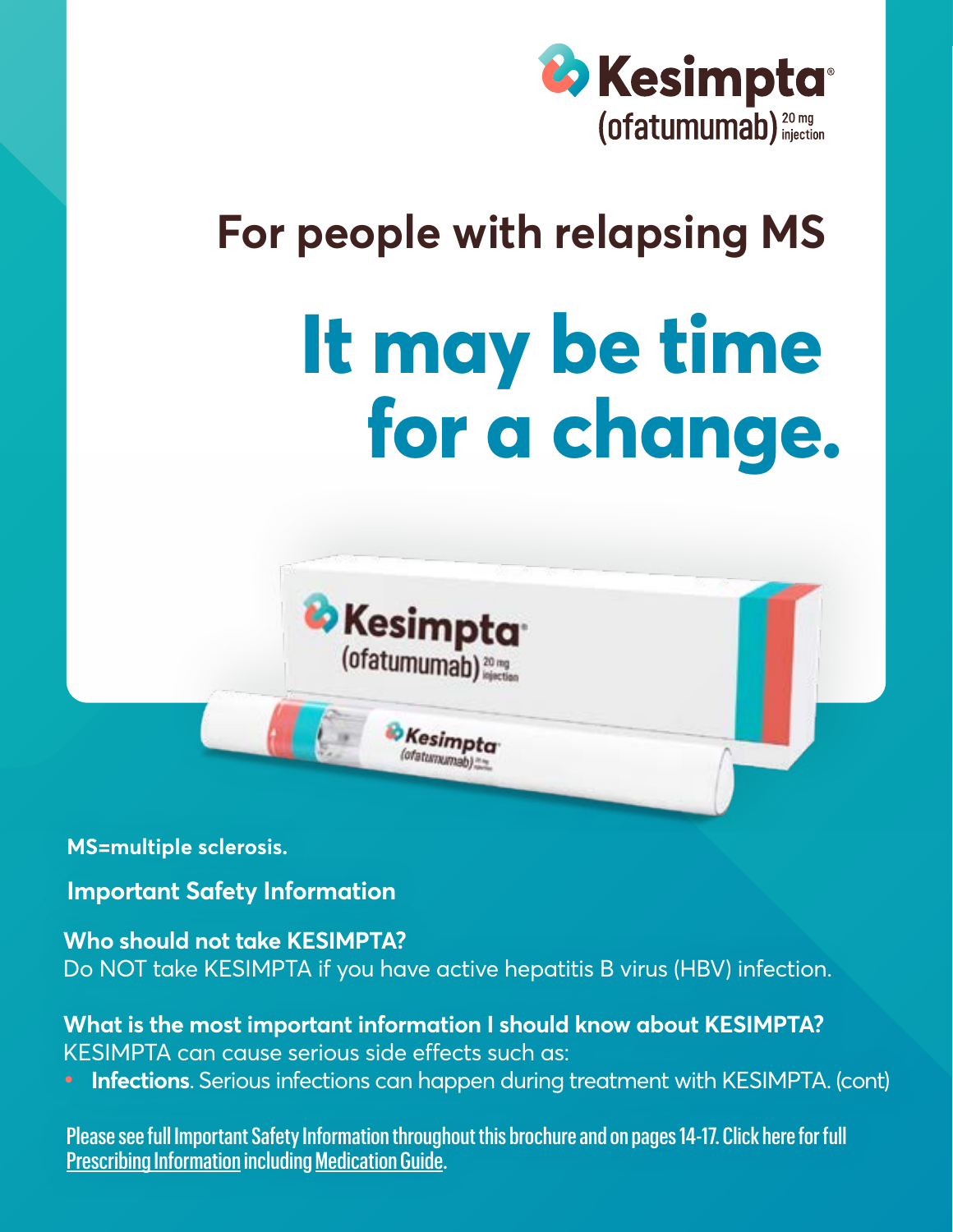Kesimpta® (ofatumumab) 20 mg injection

## For people with relapsing MS

# It may be time for a change.

**MS=multiple sclerosis.**

### Important Safety Information

**Who should not take KESIMPTA?**
Do NOT take KESIMPTA if you have active hepatitis B virus (HBV) infection.

**What is the most important information I should know about KESIMPTA?**
KESIMPTA can cause serious side effects such as:

- **Infections**. Serious infections can happen during treatment with KESIMPTA. (cont)

Please see full Important Safety Information throughout this brochure and on pages 14-17. Click here for full Prescribing Information including Medication Guide.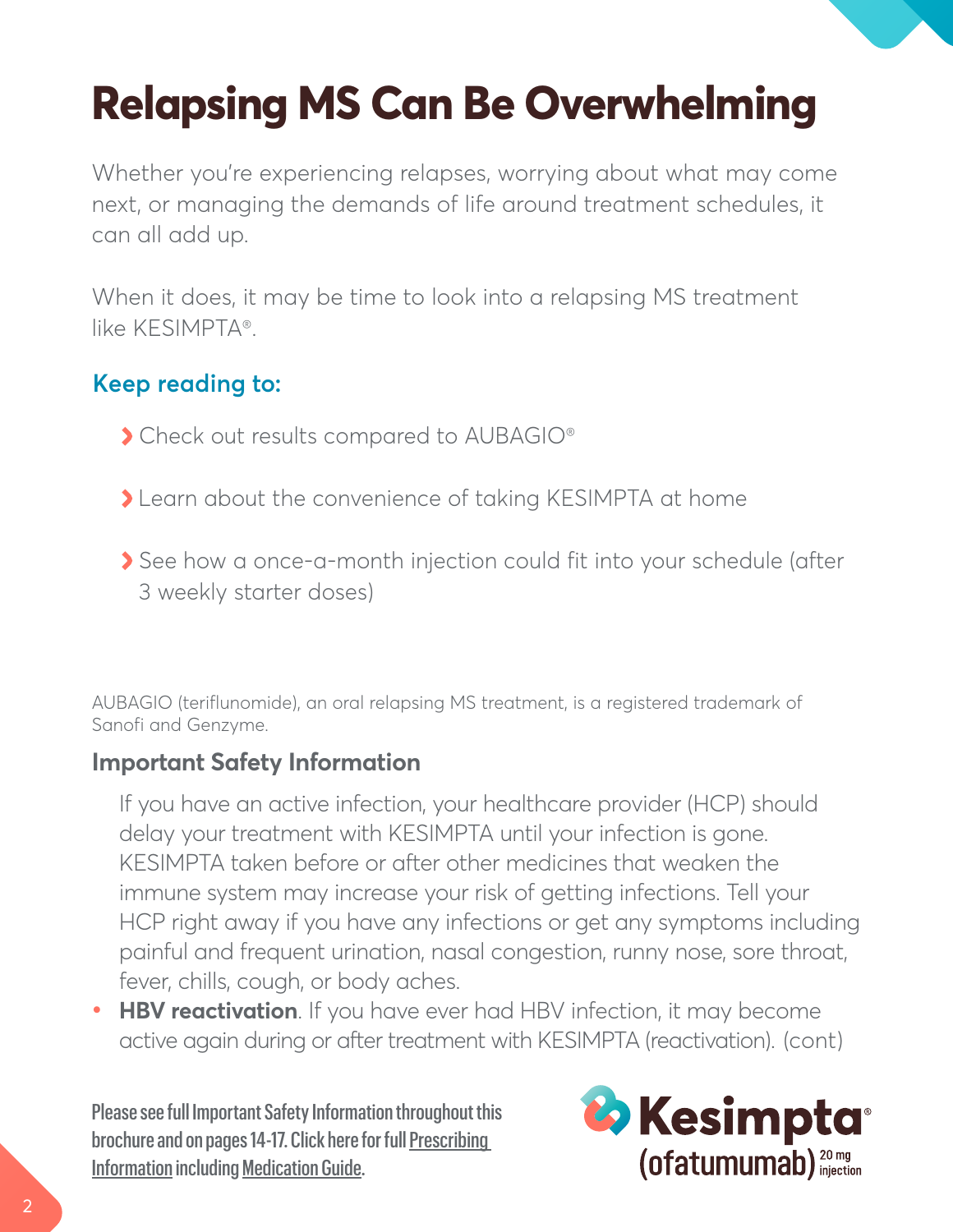# Relapsing MS Can Be Overwhelming

Whether you're experiencing relapses, worrying about what may come next, or managing the demands of life around treatment schedules, it can all add up.

When it does, it may be time to look into a relapsing MS treatment like KESIMPTA®.

### Keep reading to:

- Check out results compared to AUBAGIO®
- Learn about the convenience of taking KESIMPTA at home
- See how a once-a-month injection could fit into your schedule (after 3 weekly starter doses)

AUBAGIO (teriflunomide), an oral relapsing MS treatment, is a registered trademark of Sanofi and Genzyme.

### Important Safety Information

If you have an active infection, your healthcare provider (HCP) should delay your treatment with KESIMPTA until your infection is gone. KESIMPTA taken before or after other medicines that weaken the immune system may increase your risk of getting infections. Tell your HCP right away if you have any infections or get any symptoms including painful and frequent urination, nasal congestion, runny nose, sore throat, fever, chills, cough, or body aches.

- **HBV reactivation**. If you have ever had HBV infection, it may become active again during or after treatment with KESIMPTA (reactivation). (cont)

Please see full Important Safety Information throughout this brochure and on pages 14-17. Click here for full Prescribing Information including Medication Guide.

Kesimpta® (ofatumumab) 20 mg injection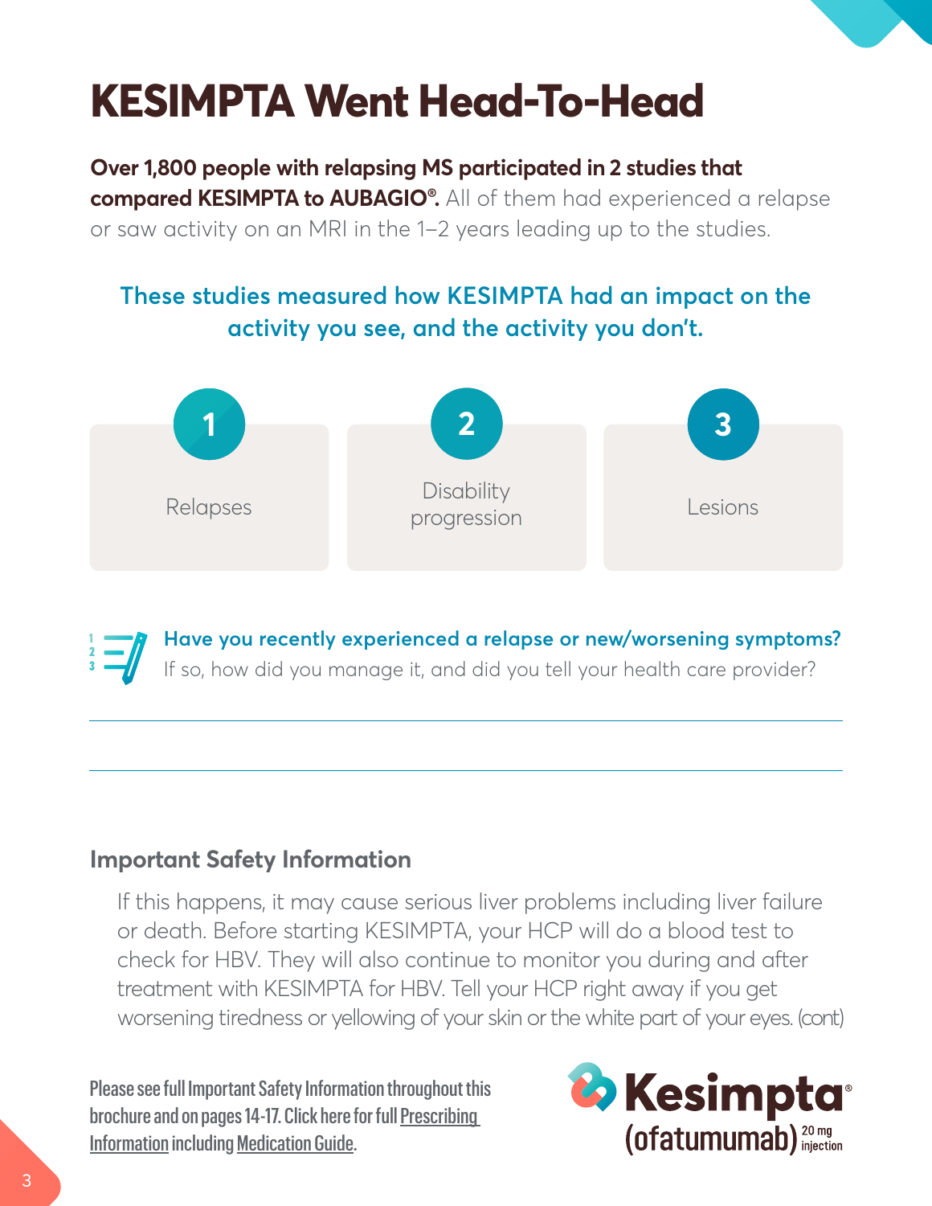# KESIMPTA Went Head-To-Head

**Over 1,800 people with relapsing MS participated in 2 studies that compared KESIMPTA to AUBAGIO®.** All of them had experienced a relapse or saw activity on an MRI in the 1–2 years leading up to the studies.

**These studies measured how KESIMPTA had an impact on the activity you see, and the activity you don't.**

1. Relapses
2. Disability progression
3. Lesions

**Have you recently experienced a relapse or new/worsening symptoms?**
If so, how did you manage it, and did you tell your health care provider?

## Important Safety Information

If this happens, it may cause serious liver problems including liver failure or death. Before starting KESIMPTA, your HCP will do a blood test to check for HBV. They will also continue to monitor you during and after treatment with KESIMPTA for HBV. Tell your HCP right away if you get worsening tiredness or yellowing of your skin or the white part of your eyes. (cont)

Please see full Important Safety Information throughout this brochure and on pages 14-17. Click here for full Prescribing Information including Medication Guide.

Kesimpta® (ofatumumab) 20 mg injection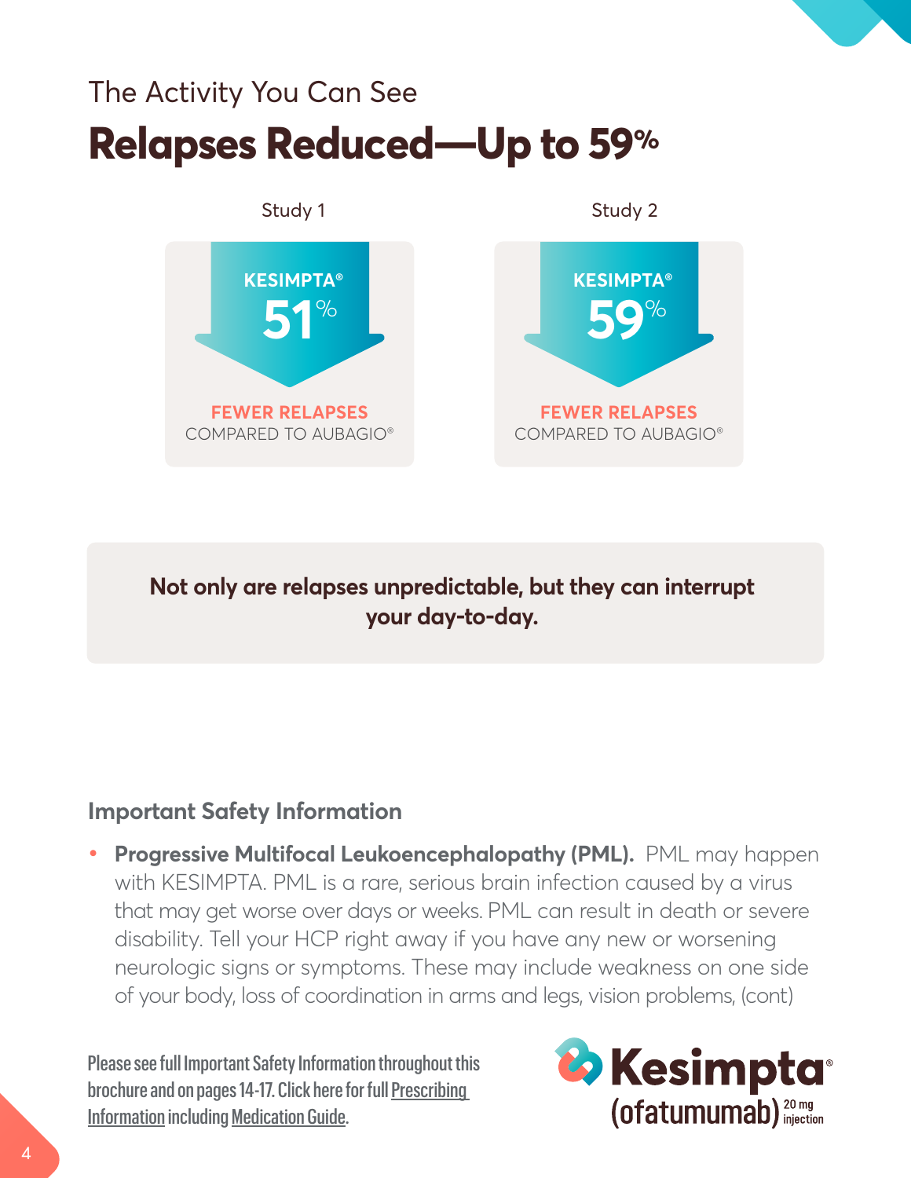The Activity You Can See

# Relapses Reduced—Up to 59%

**Study 1**

KESIMPTA®

**51%**

**FEWER RELAPSES**
COMPARED TO AUBAGIO®

**Study 2**

KESIMPTA®

**59%**

**FEWER RELAPSES**
COMPARED TO AUBAGIO®

**Not only are relapses unpredictable, but they can interrupt your day-to-day.**

## Important Safety Information

- **Progressive Multifocal Leukoencephalopathy (PML).** PML may happen with KESIMPTA. PML is a rare, serious brain infection caused by a virus that may get worse over days or weeks. PML can result in death or severe disability. Tell your HCP right away if you have any new or worsening neurologic signs or symptoms. These may include weakness on one side of your body, loss of coordination in arms and legs, vision problems, (cont)

Please see full Important Safety Information throughout this brochure and on pages 14-17. Click here for full Prescribing Information including Medication Guide.

Kesimpta® (ofatumumab) 20 mg injection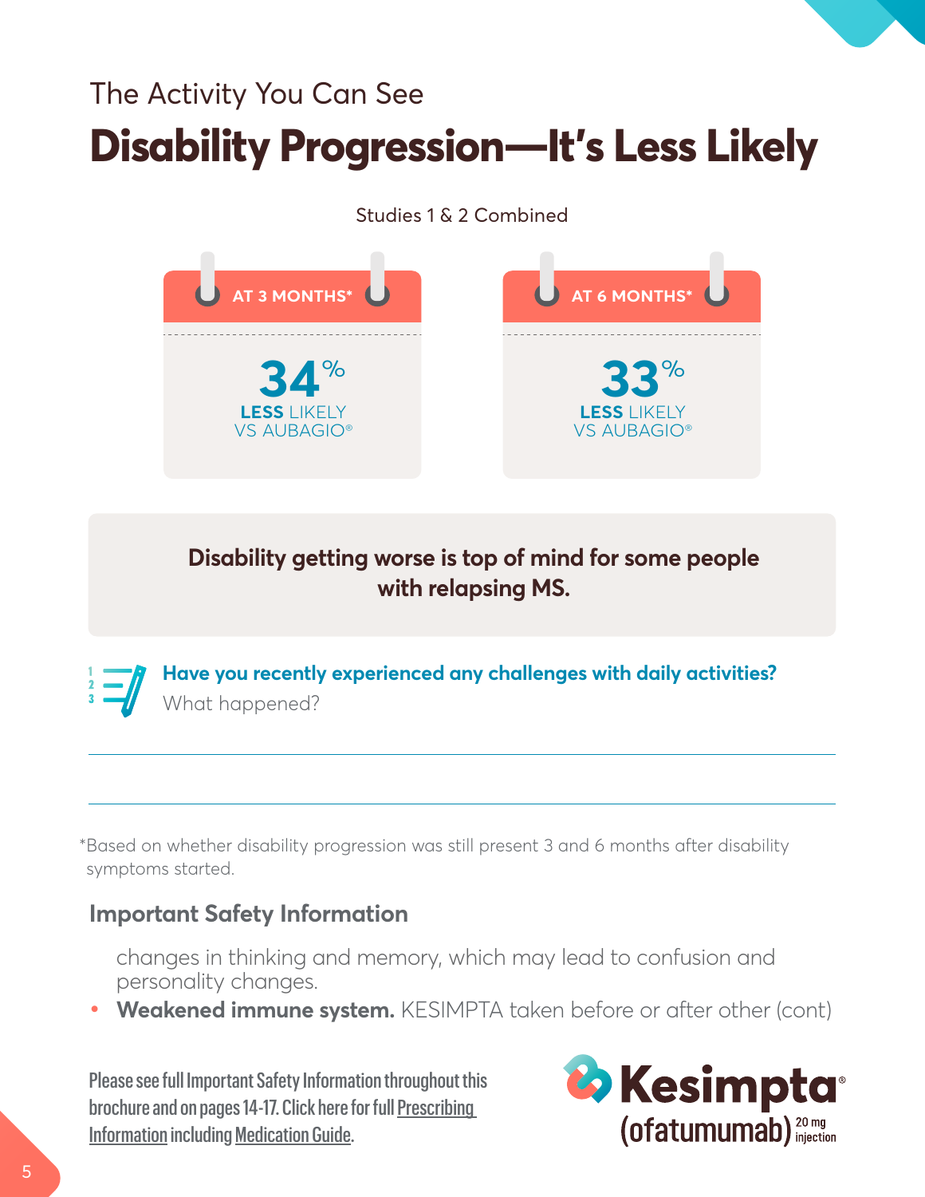The Activity You Can See

# Disability Progression—It's Less Likely

Studies 1 & 2 Combined

**AT 3 MONTHS***

**34%**
**LESS** LIKELY
VS AUBAGIO®

**AT 6 MONTHS***

**33%**
**LESS** LIKELY
VS AUBAGIO®

**Disability getting worse is top of mind for some people with relapsing MS.**

**Have you recently experienced any challenges with daily activities?**
What happened?

*Based on whether disability progression was still present 3 and 6 months after disability symptoms started.

## Important Safety Information

changes in thinking and memory, which may lead to confusion and personality changes.

- **Weakened immune system.** KESIMPTA taken before or after other (cont)

Please see full Important Safety Information throughout this brochure and on pages 14-17. Click here for full Prescribing Information including Medication Guide.

Kesimpta® (ofatumumab) 20 mg injection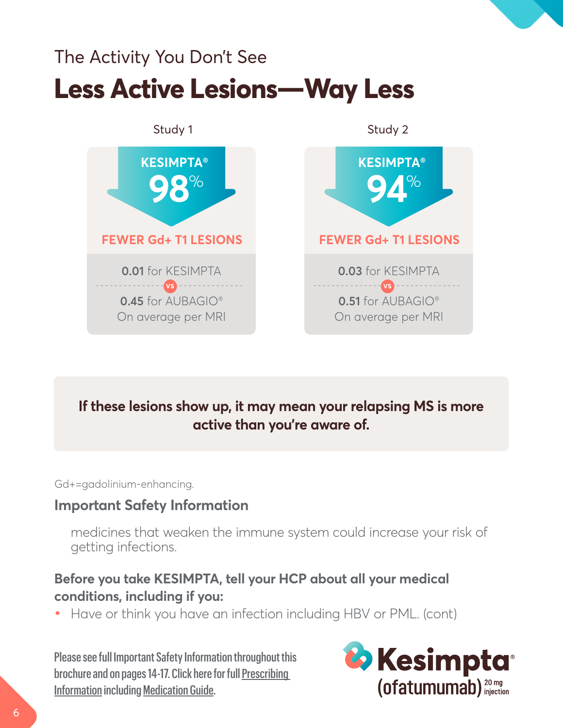The Activity You Don't See

# Less Active Lesions—Way Less

## Study 1

**KESIMPTA®**

**98%**

**FEWER Gd+ T1 LESIONS**

**0.01** for KESIMPTA

VS

**0.45** for AUBAGIO®
On average per MRI

## Study 2

**KESIMPTA®**

**94%**

**FEWER Gd+ T1 LESIONS**

**0.03** for KESIMPTA

VS

**0.51** for AUBAGIO®
On average per MRI

**If these lesions show up, it may mean your relapsing MS is more active than you're aware of.**

Gd+=gadolinium-enhancing.

### Important Safety Information

medicines that weaken the immune system could increase your risk of getting infections.

**Before you take KESIMPTA, tell your HCP about all your medical conditions, including if you:**

- Have or think you have an infection including HBV or PML. (cont)

Please see full Important Safety Information throughout this brochure and on pages 14-17. Click here for full Prescribing Information including Medication Guide.

Kesimpta® (ofatumumab) 20 mg injection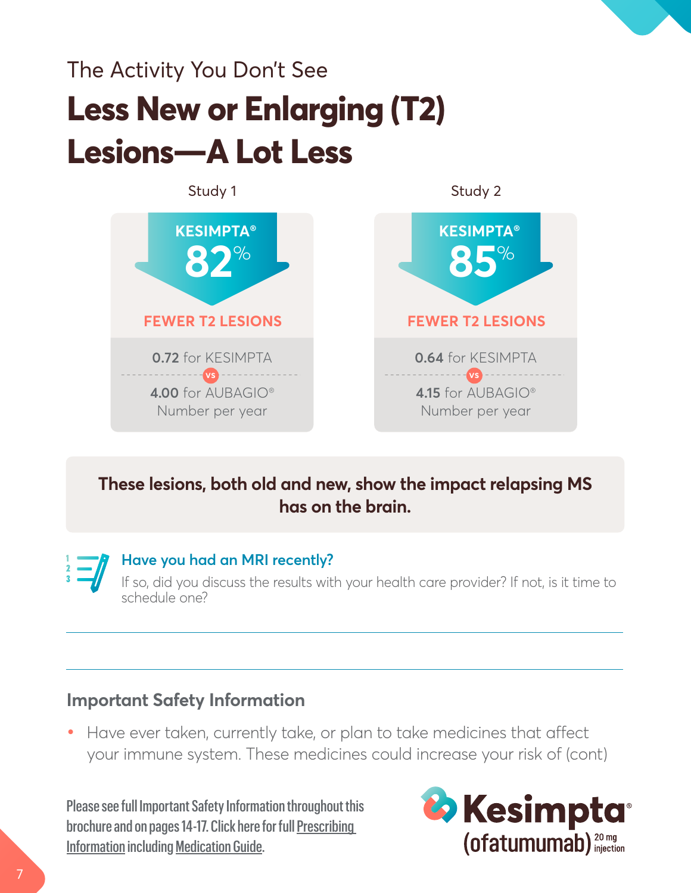The Activity You Don't See

# Less New or Enlarging (T2) Lesions—A Lot Less

**Study 1**

**KESIMPTA® 82% FEWER T2 LESIONS**

0.72 for KESIMPTA vs 4.00 for AUBAGIO®

Number per year

**Study 2**

**KESIMPTA® 85% FEWER T2 LESIONS**

0.64 for KESIMPTA vs 4.15 for AUBAGIO®

Number per year

**These lesions, both old and new, show the impact relapsing MS has on the brain.**

### Have you had an MRI recently?

If so, did you discuss the results with your health care provider? If not, is it time to schedule one?

## Important Safety Information

- Have ever taken, currently take, or plan to take medicines that affect your immune system. These medicines could increase your risk of (cont)

Please see full Important Safety Information throughout this brochure and on pages 14-17. Click here for full Prescribing Information including Medication Guide.

Kesimpta® (ofatumumab) 20 mg injection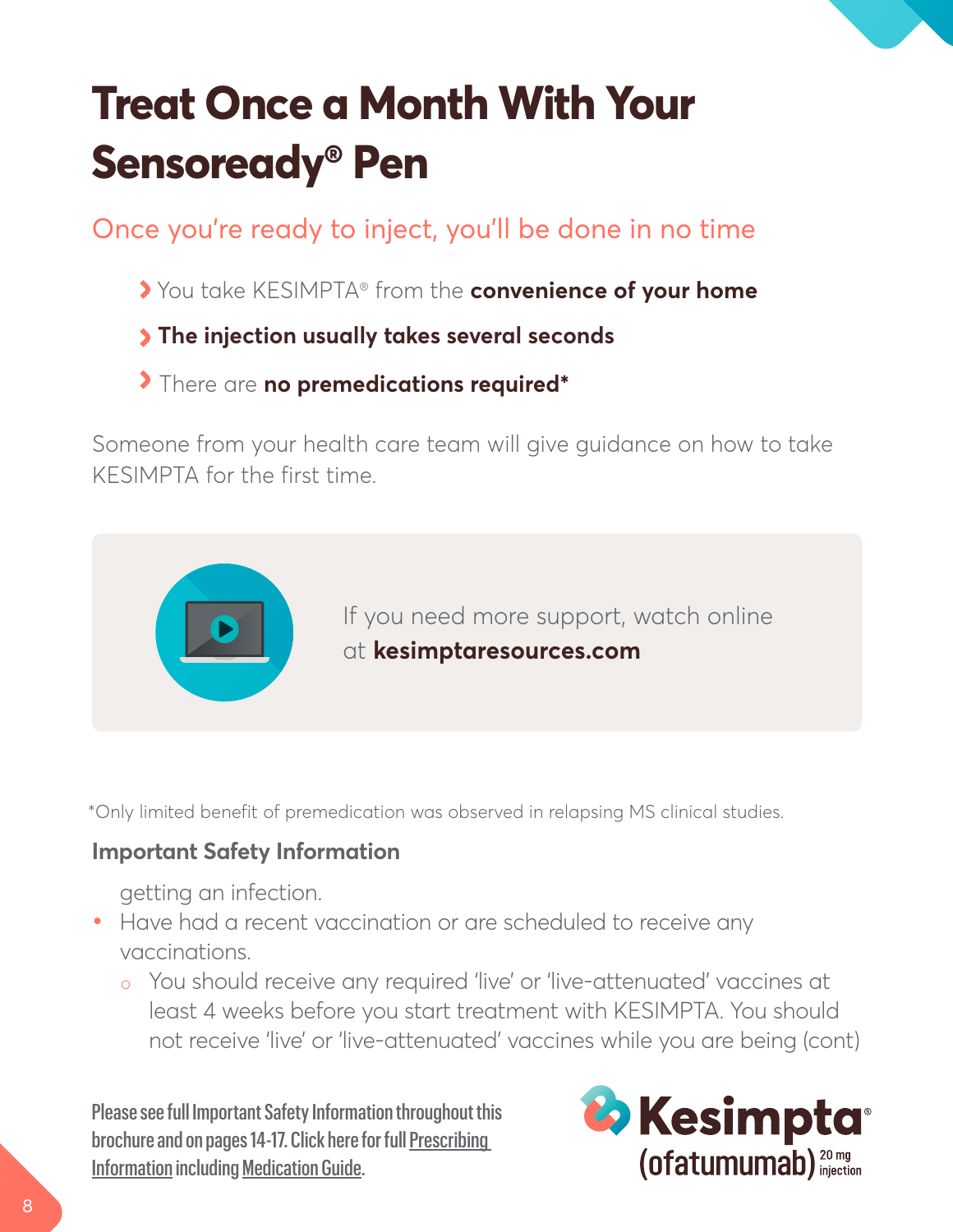# Treat Once a Month With Your Sensoready® Pen

## Once you're ready to inject, you'll be done in no time

- You take KESIMPTA® from the **convenience of your home**
- **The injection usually takes several seconds**
- There are **no premedications required***

Someone from your health care team will give guidance on how to take KESIMPTA for the first time.

If you need more support, watch online at **kesimptaresources.com**

*Only limited benefit of premedication was observed in relapsing MS clinical studies.

### Important Safety Information

getting an infection.

- Have had a recent vaccination or are scheduled to receive any vaccinations.
  - You should receive any required 'live' or 'live-attenuated' vaccines at least 4 weeks before you start treatment with KESIMPTA. You should not receive 'live' or 'live-attenuated' vaccines while you are being (cont)

Please see full Important Safety Information throughout this brochure and on pages 14-17. Click here for full Prescribing Information including Medication Guide.

Kesimpta® (ofatumumab) 20 mg injection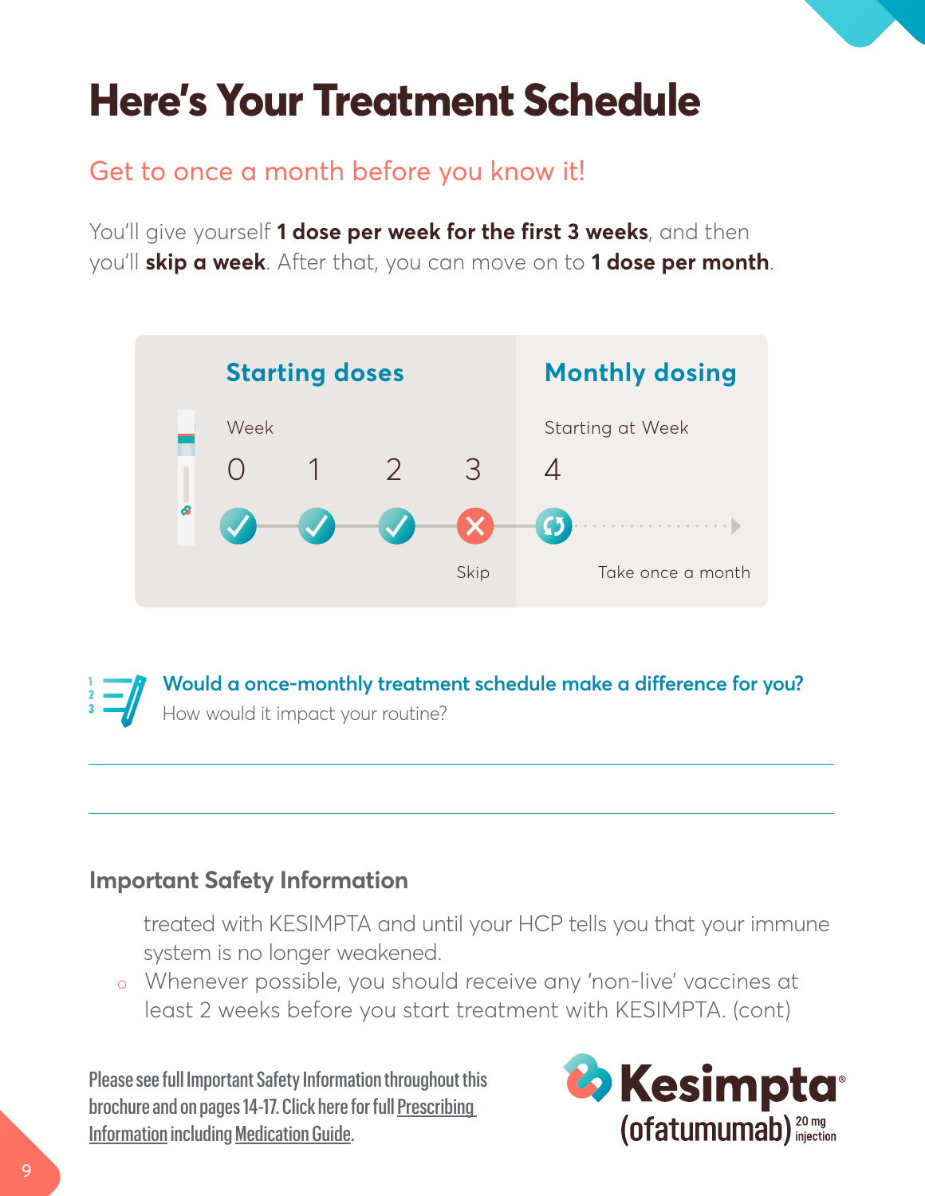# Here's Your Treatment Schedule

Get to once a month before you know it!

You'll give yourself **1 dose per week for the first 3 weeks**, and then you'll **skip a week**. After that, you can move on to **1 dose per month**.

| Starting doses | | | | Monthly dosing |
|---|---|---|---|---|
| Week | | | | Starting at Week |
| 0 | 1 | 2 | 3 | 4 |
| ✓ | ✓ | ✓ | ✗ Skip | Take once a month |

**Would a once-monthly treatment schedule make a difference for you?**
How would it impact your routine?

---

---

### Important Safety Information

treated with KESIMPTA and until your HCP tells you that your immune system is no longer weakened.

- Whenever possible, you should receive any 'non-live' vaccines at least 2 weeks before you start treatment with KESIMPTA. (cont)

Please see full Important Safety Information throughout this brochure and on pages 14-17. Click here for full Prescribing Information including Medication Guide.

Kesimpta® (ofatumumab) 20 mg injection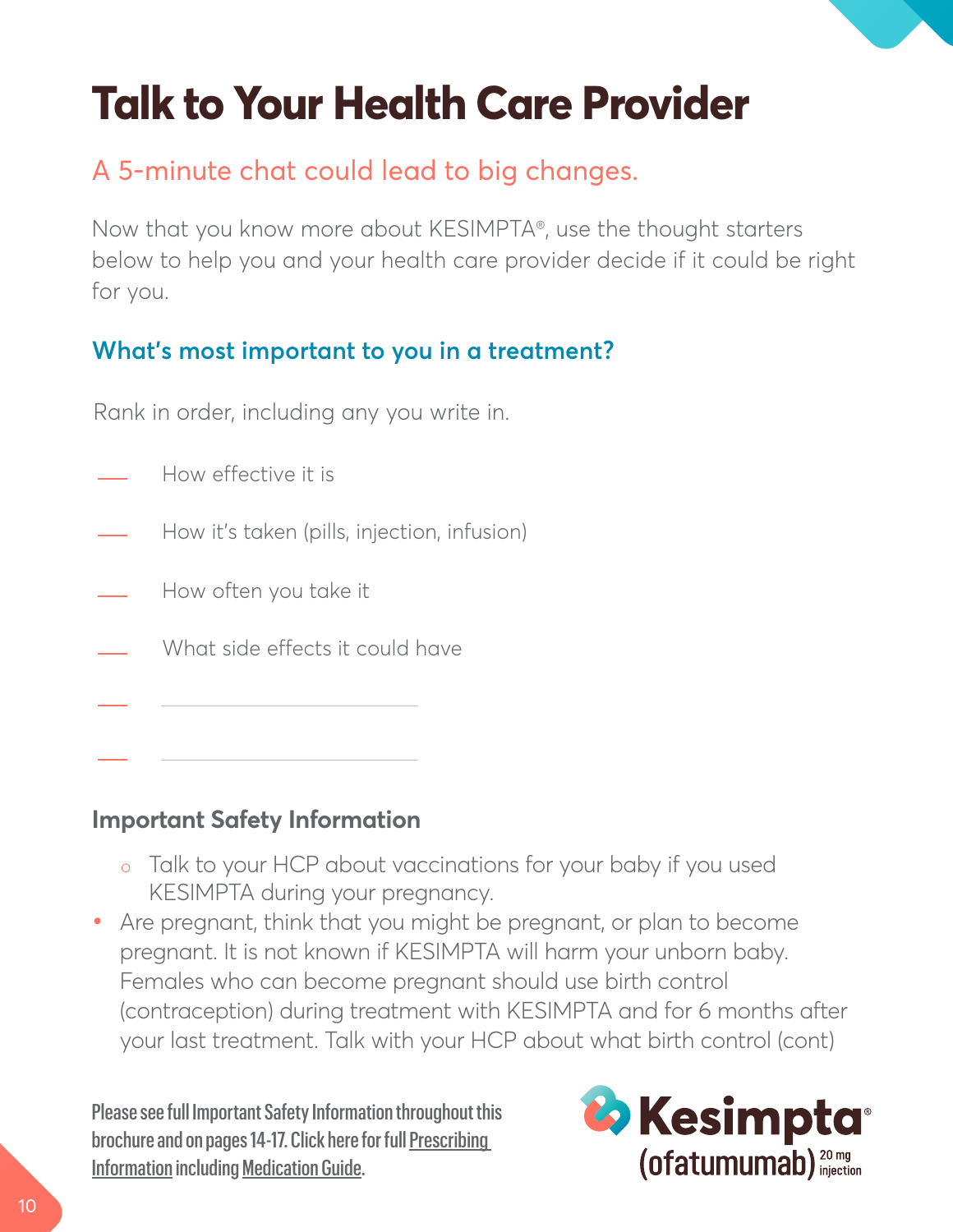# Talk to Your Health Care Provider

## A 5-minute chat could lead to big changes.

Now that you know more about KESIMPTA®, use the thought starters below to help you and your health care provider decide if it could be right for you.

### What's most important to you in a treatment?

Rank in order, including any you write in.

- ___ How effective it is
- ___ How it's taken (pills, injection, infusion)
- ___ How often you take it
- ___ What side effects it could have
- ___ ____________________
- ___ ____________________

### Important Safety Information

- Talk to your HCP about vaccinations for your baby if you used KESIMPTA during your pregnancy.
- Are pregnant, think that you might be pregnant, or plan to become pregnant. It is not known if KESIMPTA will harm your unborn baby. Females who can become pregnant should use birth control (contraception) during treatment with KESIMPTA and for 6 months after your last treatment. Talk with your HCP about what birth control (cont)

**Please see full Important Safety Information throughout this brochure and on pages 14-17. Click here for full Prescribing Information including Medication Guide.**

Kesimpta® (ofatumumab) 20 mg injection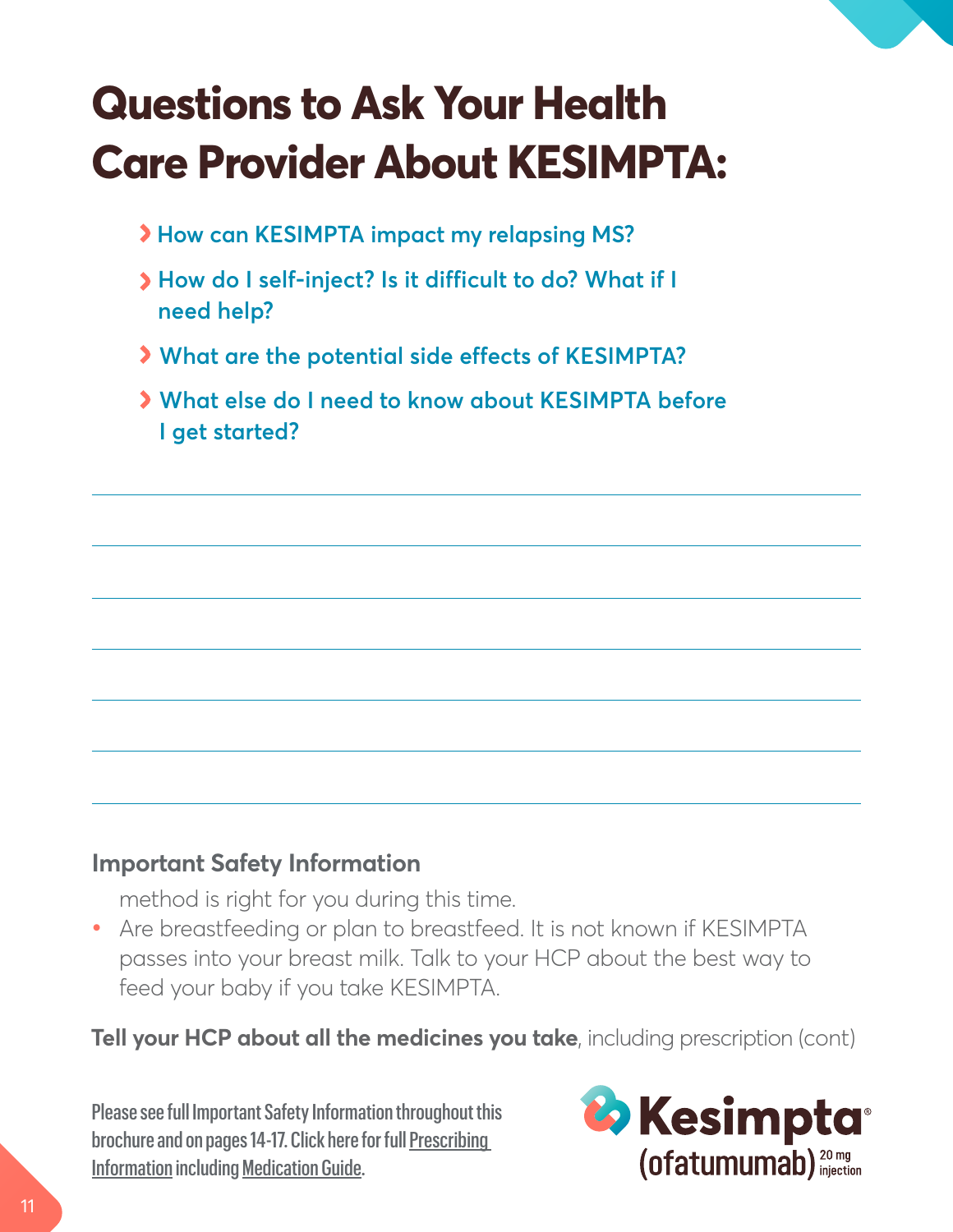# Questions to Ask Your Health Care Provider About KESIMPTA:

- How can KESIMPTA impact my relapsing MS?
- How do I self-inject? Is it difficult to do? What if I need help?
- What are the potential side effects of KESIMPTA?
- What else do I need to know about KESIMPTA before I get started?

## Important Safety Information

method is right for you during this time.

- Are breastfeeding or plan to breastfeed. It is not known if KESIMPTA passes into your breast milk. Talk to your HCP about the best way to feed your baby if you take KESIMPTA.

**Tell your HCP about all the medicines you take**, including prescription (cont)

Please see full Important Safety Information throughout this brochure and on pages 14-17. Click here for full Prescribing Information including Medication Guide.

Kesimpta® (ofatumumab) 20 mg injection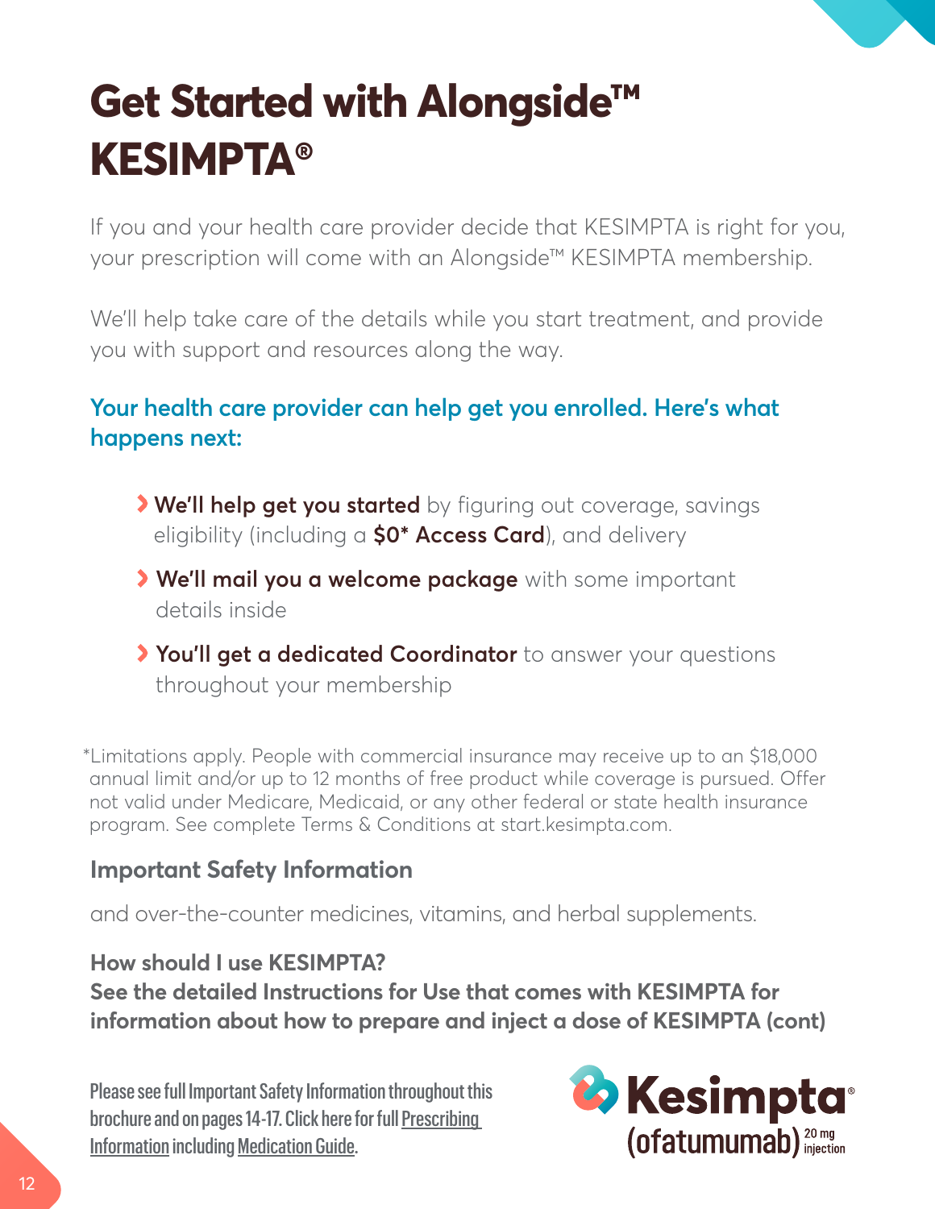# Get Started with Alongside™ KESIMPTA®

If you and your health care provider decide that KESIMPTA is right for you, your prescription will come with an Alongside™ KESIMPTA membership.

We'll help take care of the details while you start treatment, and provide you with support and resources along the way.

### Your health care provider can help get you enrolled. Here's what happens next:

- **We'll help get you started** by figuring out coverage, savings eligibility (including a **$0* Access Card**), and delivery
- **We'll mail you a welcome package** with some important details inside
- **You'll get a dedicated Coordinator** to answer your questions throughout your membership

*Limitations apply. People with commercial insurance may receive up to an $18,000 annual limit and/or up to 12 months of free product while coverage is pursued. Offer not valid under Medicare, Medicaid, or any other federal or state health insurance program. See complete Terms & Conditions at start.kesimpta.com.

### Important Safety Information

and over-the-counter medicines, vitamins, and herbal supplements.

**How should I use KESIMPTA?**
**See the detailed Instructions for Use that comes with KESIMPTA for information about how to prepare and inject a dose of KESIMPTA (cont)**

Please see full Important Safety Information throughout this brochure and on pages 14-17. Click here for full Prescribing Information including Medication Guide.

Kesimpta® (ofatumumab) 20 mg injection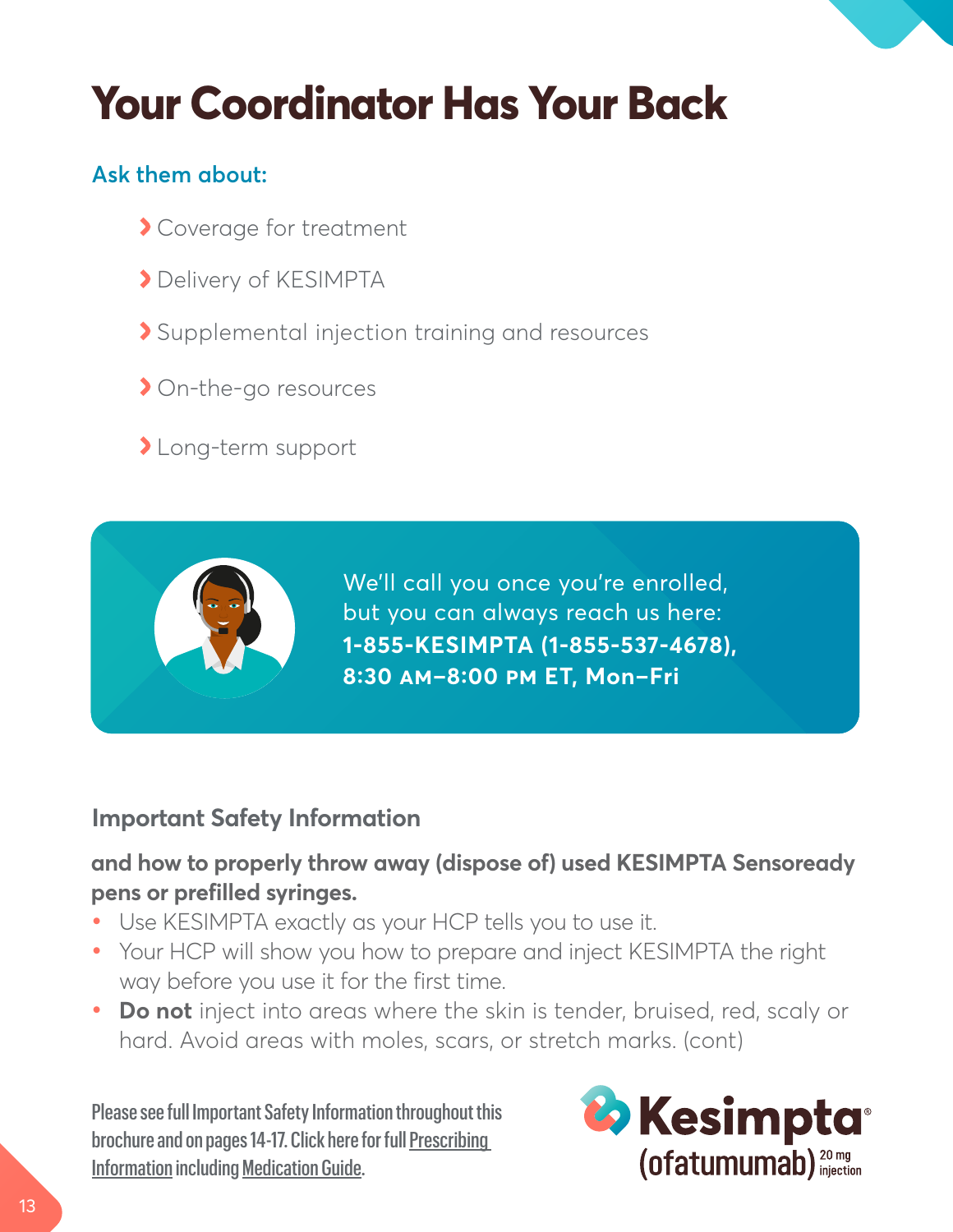# Your Coordinator Has Your Back

## Ask them about:

- Coverage for treatment
- Delivery of KESIMPTA
- Supplemental injection training and resources
- On-the-go resources
- Long-term support

We'll call you once you're enrolled, but you can always reach us here: **1-855-KESIMPTA (1-855-537-4678), 8:30 AM–8:00 PM ET, Mon–Fri**

### Important Safety Information

**and how to properly throw away (dispose of) used KESIMPTA Sensoready pens or prefilled syringes.**

- Use KESIMPTA exactly as your HCP tells you to use it.
- Your HCP will show you how to prepare and inject KESIMPTA the right way before you use it for the first time.
- **Do not** inject into areas where the skin is tender, bruised, red, scaly or hard. Avoid areas with moles, scars, or stretch marks. (cont)

Please see full Important Safety Information throughout this brochure and on pages 14-17. Click here for full Prescribing Information including Medication Guide.

Kesimpta® (ofatumumab) 20 mg injection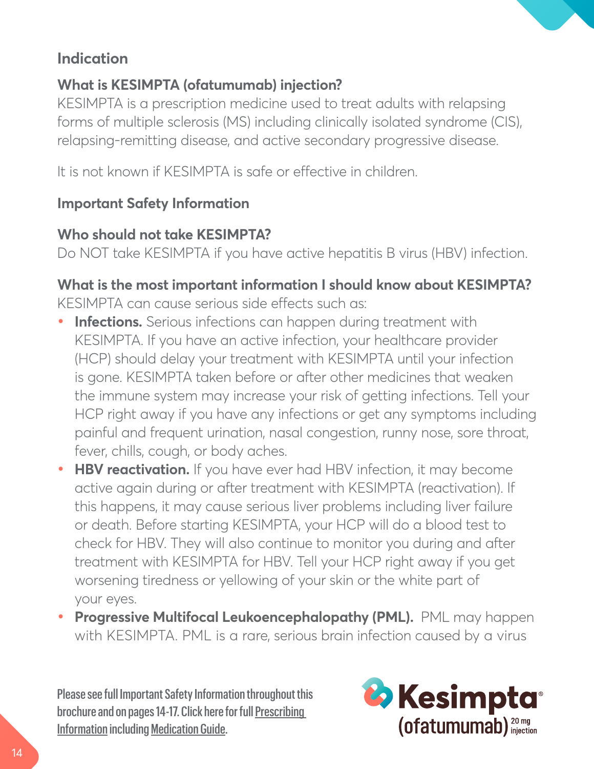## Indication

### What is KESIMPTA (ofatumumab) injection?

KESIMPTA is a prescription medicine used to treat adults with relapsing forms of multiple sclerosis (MS) including clinically isolated syndrome (CIS), relapsing-remitting disease, and active secondary progressive disease.

It is not known if KESIMPTA is safe or effective in children.

## Important Safety Information

### Who should not take KESIMPTA?

Do NOT take KESIMPTA if you have active hepatitis B virus (HBV) infection.

### What is the most important information I should know about KESIMPTA?

KESIMPTA can cause serious side effects such as:

- **Infections.** Serious infections can happen during treatment with KESIMPTA. If you have an active infection, your healthcare provider (HCP) should delay your treatment with KESIMPTA until your infection is gone. KESIMPTA taken before or after other medicines that weaken the immune system may increase your risk of getting infections. Tell your HCP right away if you have any infections or get any symptoms including painful and frequent urination, nasal congestion, runny nose, sore throat, fever, chills, cough, or body aches.
- **HBV reactivation.** If you have ever had HBV infection, it may become active again during or after treatment with KESIMPTA (reactivation). If this happens, it may cause serious liver problems including liver failure or death. Before starting KESIMPTA, your HCP will do a blood test to check for HBV. They will also continue to monitor you during and after treatment with KESIMPTA for HBV. Tell your HCP right away if you get worsening tiredness or yellowing of your skin or the white part of your eyes.
- **Progressive Multifocal Leukoencephalopathy (PML).** PML may happen with KESIMPTA. PML is a rare, serious brain infection caused by a virus

Please see full Important Safety Information throughout this brochure and on pages 14-17. Click here for full Prescribing Information including Medication Guide.

Kesimpta® (ofatumumab) 20 mg injection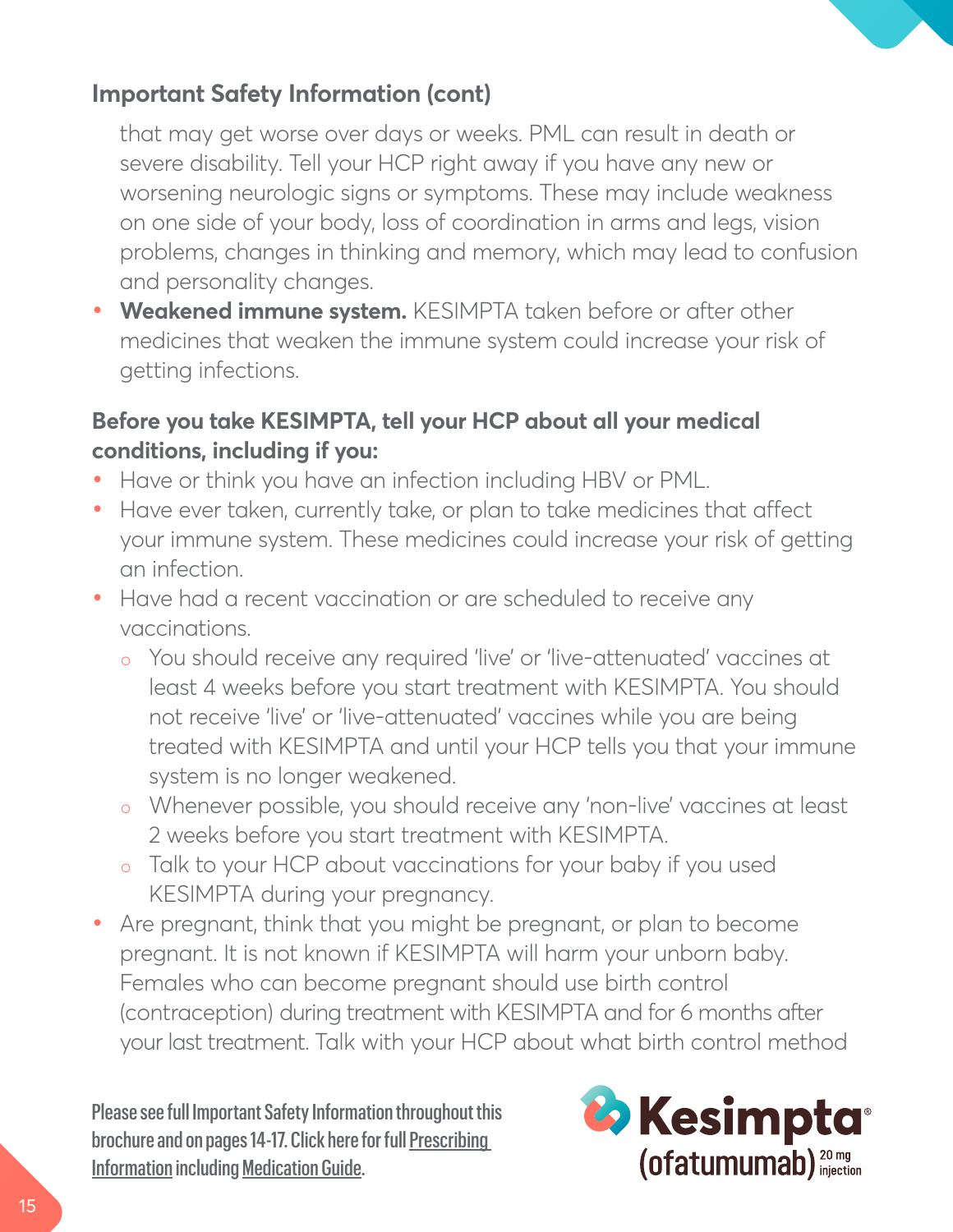## Important Safety Information (cont)

that may get worse over days or weeks. PML can result in death or severe disability. Tell your HCP right away if you have any new or worsening neurologic signs or symptoms. These may include weakness on one side of your body, loss of coordination in arms and legs, vision problems, changes in thinking and memory, which may lead to confusion and personality changes.

- **Weakened immune system.** KESIMPTA taken before or after other medicines that weaken the immune system could increase your risk of getting infections.

**Before you take KESIMPTA, tell your HCP about all your medical conditions, including if you:**

- Have or think you have an infection including HBV or PML.
- Have ever taken, currently take, or plan to take medicines that affect your immune system. These medicines could increase your risk of getting an infection.
- Have had a recent vaccination or are scheduled to receive any vaccinations.
  - You should receive any required 'live' or 'live-attenuated' vaccines at least 4 weeks before you start treatment with KESIMPTA. You should not receive 'live' or 'live-attenuated' vaccines while you are being treated with KESIMPTA and until your HCP tells you that your immune system is no longer weakened.
  - Whenever possible, you should receive any 'non-live' vaccines at least 2 weeks before you start treatment with KESIMPTA.
  - Talk to your HCP about vaccinations for your baby if you used KESIMPTA during your pregnancy.
- Are pregnant, think that you might be pregnant, or plan to become pregnant. It is not known if KESIMPTA will harm your unborn baby. Females who can become pregnant should use birth control (contraception) during treatment with KESIMPTA and for 6 months after your last treatment. Talk with your HCP about what birth control method

Please see full Important Safety Information throughout this brochure and on pages 14-17. Click here for full Prescribing Information including Medication Guide.

Kesimpta® (ofatumumab) 20 mg injection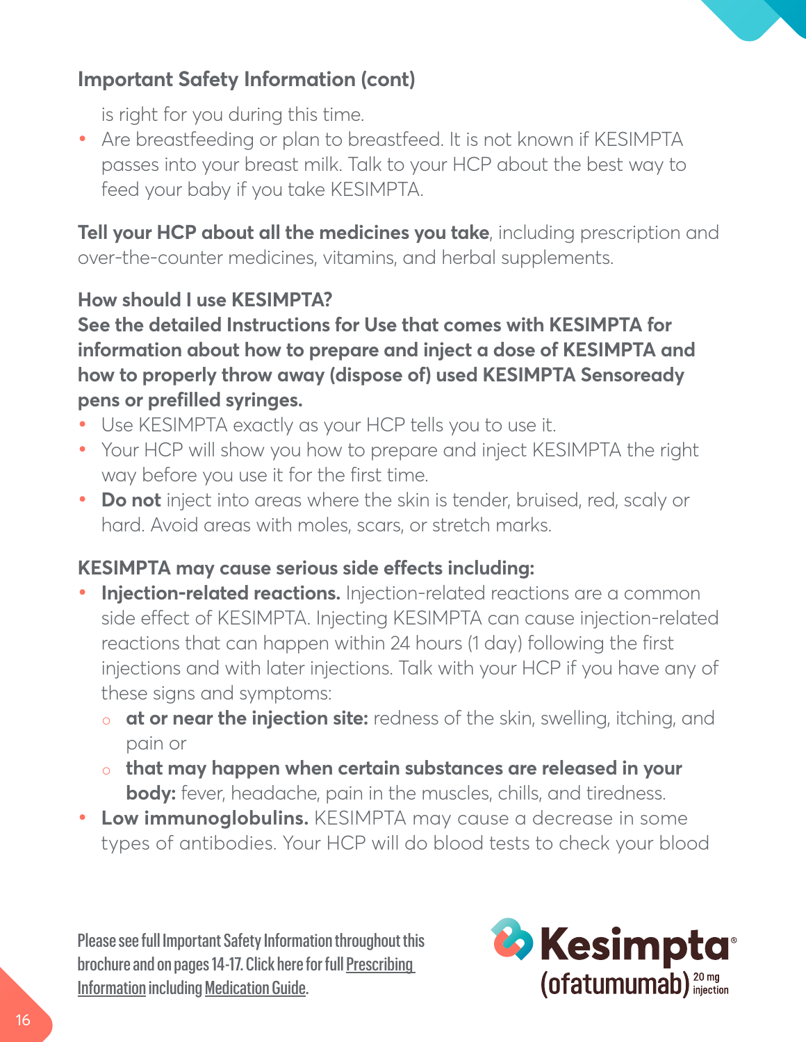## Important Safety Information (cont)

is right for you during this time.

- Are breastfeeding or plan to breastfeed. It is not known if KESIMPTA passes into your breast milk. Talk to your HCP about the best way to feed your baby if you take KESIMPTA.

**Tell your HCP about all the medicines you take**, including prescription and over-the-counter medicines, vitamins, and herbal supplements.

**How should I use KESIMPTA?**

**See the detailed Instructions for Use that comes with KESIMPTA for information about how to prepare and inject a dose of KESIMPTA and how to properly throw away (dispose of) used KESIMPTA Sensoready pens or prefilled syringes.**

- Use KESIMPTA exactly as your HCP tells you to use it.
- Your HCP will show you how to prepare and inject KESIMPTA the right way before you use it for the first time.
- **Do not** inject into areas where the skin is tender, bruised, red, scaly or hard. Avoid areas with moles, scars, or stretch marks.

**KESIMPTA may cause serious side effects including:**

- **Injection-related reactions.** Injection-related reactions are a common side effect of KESIMPTA. Injecting KESIMPTA can cause injection-related reactions that can happen within 24 hours (1 day) following the first injections and with later injections. Talk with your HCP if you have any of these signs and symptoms:
  - **at or near the injection site:** redness of the skin, swelling, itching, and pain or
  - **that may happen when certain substances are released in your body:** fever, headache, pain in the muscles, chills, and tiredness.
- **Low immunoglobulins.** KESIMPTA may cause a decrease in some types of antibodies. Your HCP will do blood tests to check your blood

Please see full Important Safety Information throughout this brochure and on pages 14-17. Click here for full Prescribing Information including Medication Guide.

Kesimpta® (ofatumumab) 20 mg injection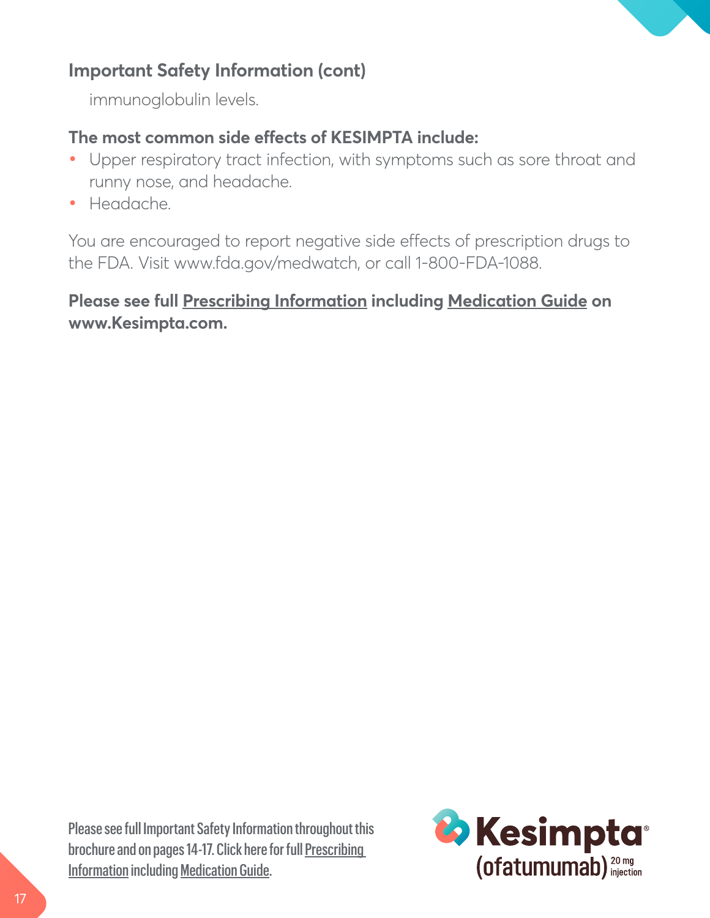## Important Safety Information (cont)

immunoglobulin levels.

**The most common side effects of KESIMPTA include:**

- Upper respiratory tract infection, with symptoms such as sore throat and runny nose, and headache.
- Headache.

You are encouraged to report negative side effects of prescription drugs to the FDA. Visit www.fda.gov/medwatch, or call 1-800-FDA-1088.

**Please see full Prescribing Information including Medication Guide on www.Kesimpta.com.**

Please see full Important Safety Information throughout this brochure and on pages 14-17. Click here for full Prescribing Information including Medication Guide.

Kesimpta® (ofatumumab) 20 mg injection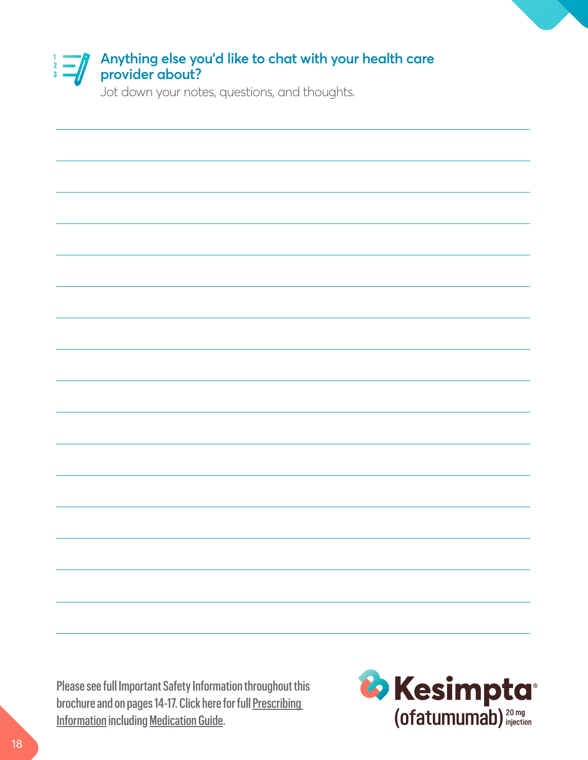## Anything else you'd like to chat with your health care provider about?

Jot down your notes, questions, and thoughts.

Please see full Important Safety Information throughout this brochure and on pages 14-17. Click here for full Prescribing Information including Medication Guide.

Kesimpta® (ofatumumab) 20 mg injection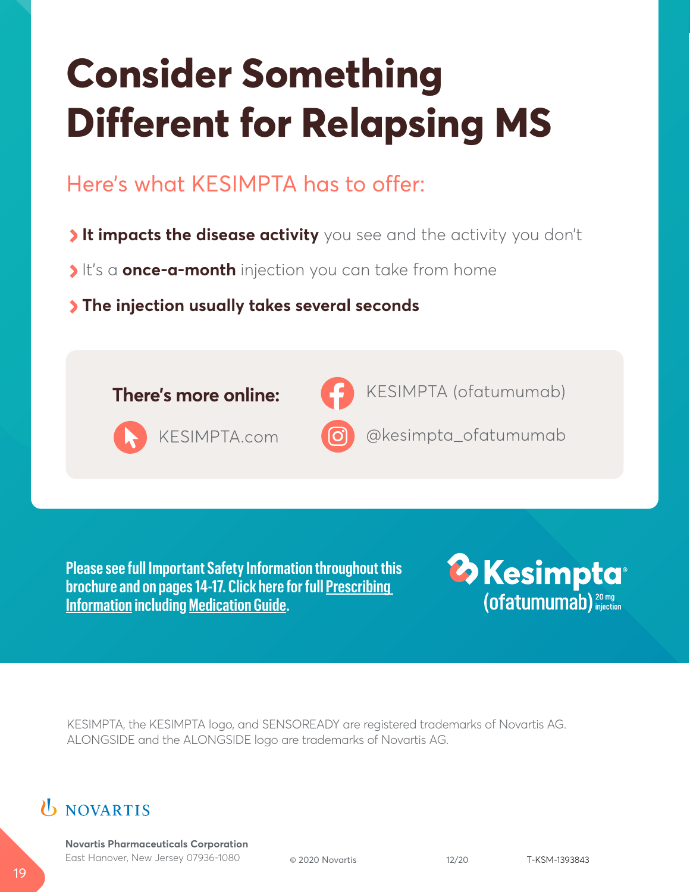# Consider Something Different for Relapsing MS

## Here's what KESIMPTA has to offer:

- **It impacts the disease activity** you see and the activity you don't
- It's a **once-a-month** injection you can take from home
- **The injection usually takes several seconds**

**There's more online:**

KESIMPTA.com

KESIMPTA (ofatumumab)

@kesimpta_ofatumumab

**Please see full Important Safety Information throughout this brochure and on pages 14-17. Click here for full Prescribing Information including Medication Guide.**

Kesimpta® (ofatumumab) 20 mg injection

KESIMPTA, the KESIMPTA logo, and SENSOREADY are registered trademarks of Novartis AG. ALONGSIDE and the ALONGSIDE logo are trademarks of Novartis AG.

NOVARTIS

**Novartis Pharmaceuticals Corporation**
East Hanover, New Jersey 07936-1080

© 2020 Novartis 12/20 T-KSM-1393843